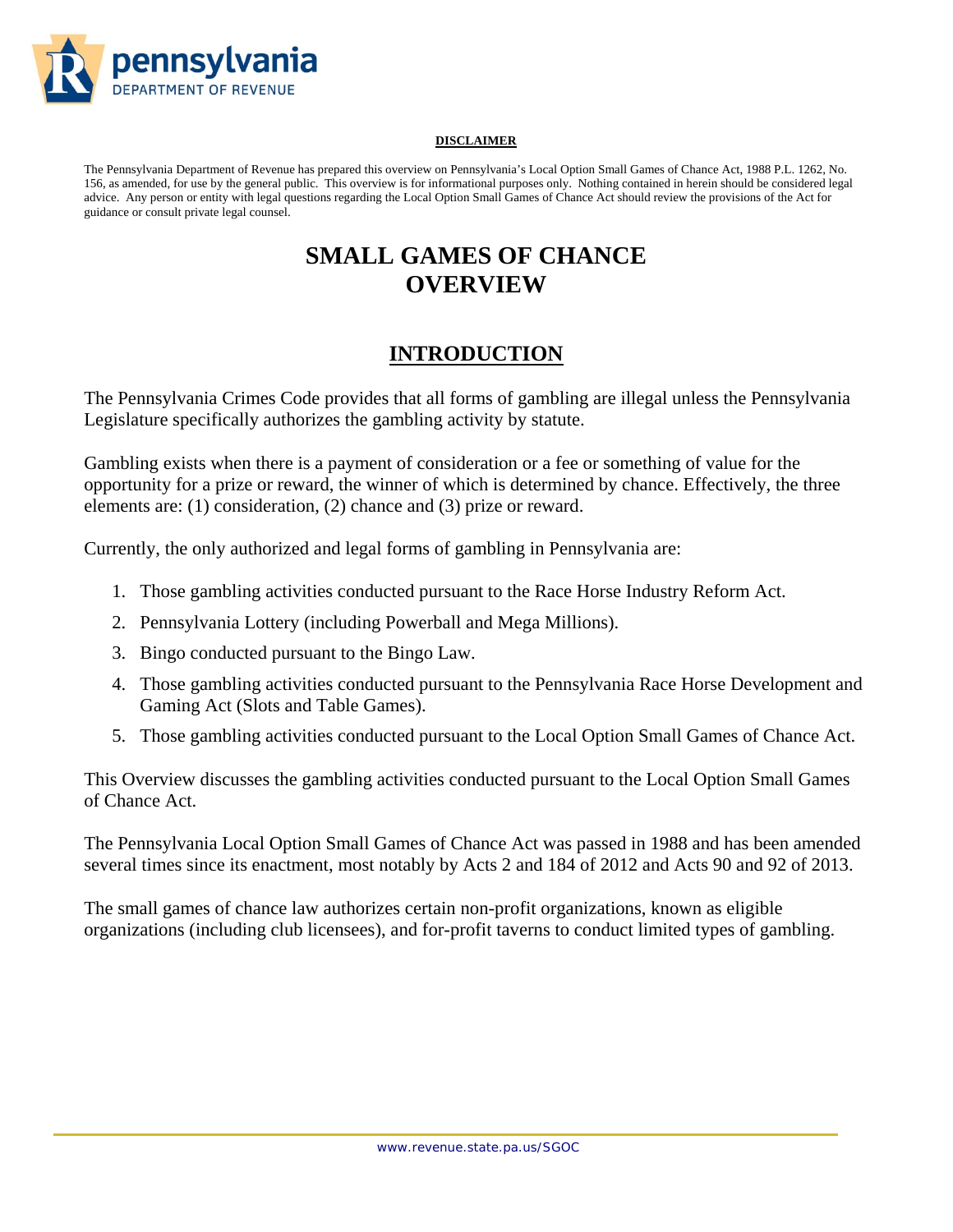**DISCLAIMER**

The Pennsylvania Department of Revenue has prepared this overview on Pennsylvania's Local Option Small Games of Chance Act, 1988 P.L. 1262, No. 156, as amended, for use by the general public. This overview is for informational purposes only. Nothing contained in herein should be considered legal advice. Any person or entity with legal questions regarding the Local Option Small Games of Chance Act should review the provisions of the Act for guidance or consult private legal counsel.

# SMALL GAMES OF CHANCE OVERVIEW

## INTRODUCTION

The Pennsylvania Crimes Code provides that all forms of gambling are illegal unless the Pennsylvania Legislature specifically authorizes the gambling activity by statute.

Gambling exists when there is a payment of consideration or a fee or something of value for the opportunity for a prize or reward, the winner of which is determined by chance. Effectively, the three elements are: (1) consideration, (2) chance and (3) prize or reward.

Currently, the only authorized and legal forms of gambling in Pennsylvania are:

1. Those gambling activities conducted pursuant to the Race Horse Industry Reform Act.
2. Pennsylvania Lottery (including Powerball and Mega Millions).
3. Bingo conducted pursuant to the Bingo Law.
4. Those gambling activities conducted pursuant to the Pennsylvania Race Horse Development and Gaming Act (Slots and Table Games).
5. Those gambling activities conducted pursuant to the Local Option Small Games of Chance Act.

This Overview discusses the gambling activities conducted pursuant to the Local Option Small Games of Chance Act.

The Pennsylvania Local Option Small Games of Chance Act was passed in 1988 and has been amended several times since its enactment, most notably by Acts 2 and 184 of 2012 and Acts 90 and 92 of 2013.

The small games of chance law authorizes certain non-profit organizations, known as eligible organizations (including club licensees), and for-profit taverns to conduct limited types of gambling.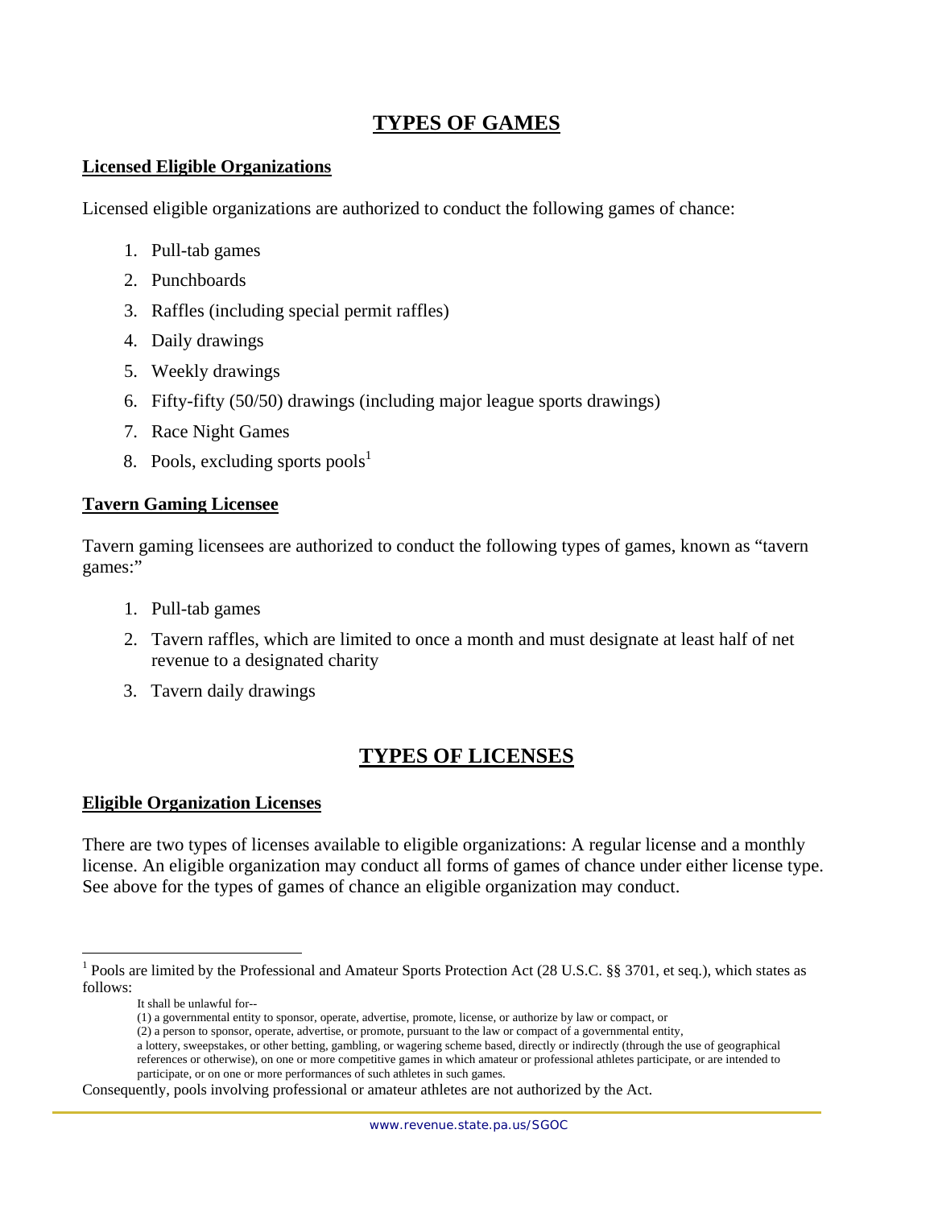# TYPES OF GAMES

### Licensed Eligible Organizations

Licensed eligible organizations are authorized to conduct the following games of chance:

1. Pull-tab games
2. Punchboards
3. Raffles (including special permit raffles)
4. Daily drawings
5. Weekly drawings
6. Fifty-fifty (50/50) drawings (including major league sports drawings)
7. Race Night Games
8. Pools, excluding sports pools[1]

### Tavern Gaming Licensee

Tavern gaming licensees are authorized to conduct the following types of games, known as "tavern games:"

1. Pull-tab games
2. Tavern raffles, which are limited to once a month and must designate at least half of net revenue to a designated charity
3. Tavern daily drawings

# TYPES OF LICENSES

### Eligible Organization Licenses

There are two types of licenses available to eligible organizations: A regular license and a monthly license. An eligible organization may conduct all forms of games of chance under either license type. See above for the types of games of chance an eligible organization may conduct.

---

[1] Pools are limited by the Professional and Amateur Sports Protection Act (28 U.S.C. §§ 3701, et seq.), which states as follows:

> It shall be unlawful for--
>
> (1) a governmental entity to sponsor, operate, advertise, promote, license, or authorize by law or compact, or
>
> (2) a person to sponsor, operate, advertise, or promote, pursuant to the law or compact of a governmental entity,
>
> a lottery, sweepstakes, or other betting, gambling, or wagering scheme based, directly or indirectly (through the use of geographical references or otherwise), on one or more competitive games in which amateur or professional athletes participate, or are intended to participate, or on one or more performances of such athletes in such games.

Consequently, pools involving professional or amateur athletes are not authorized by the Act.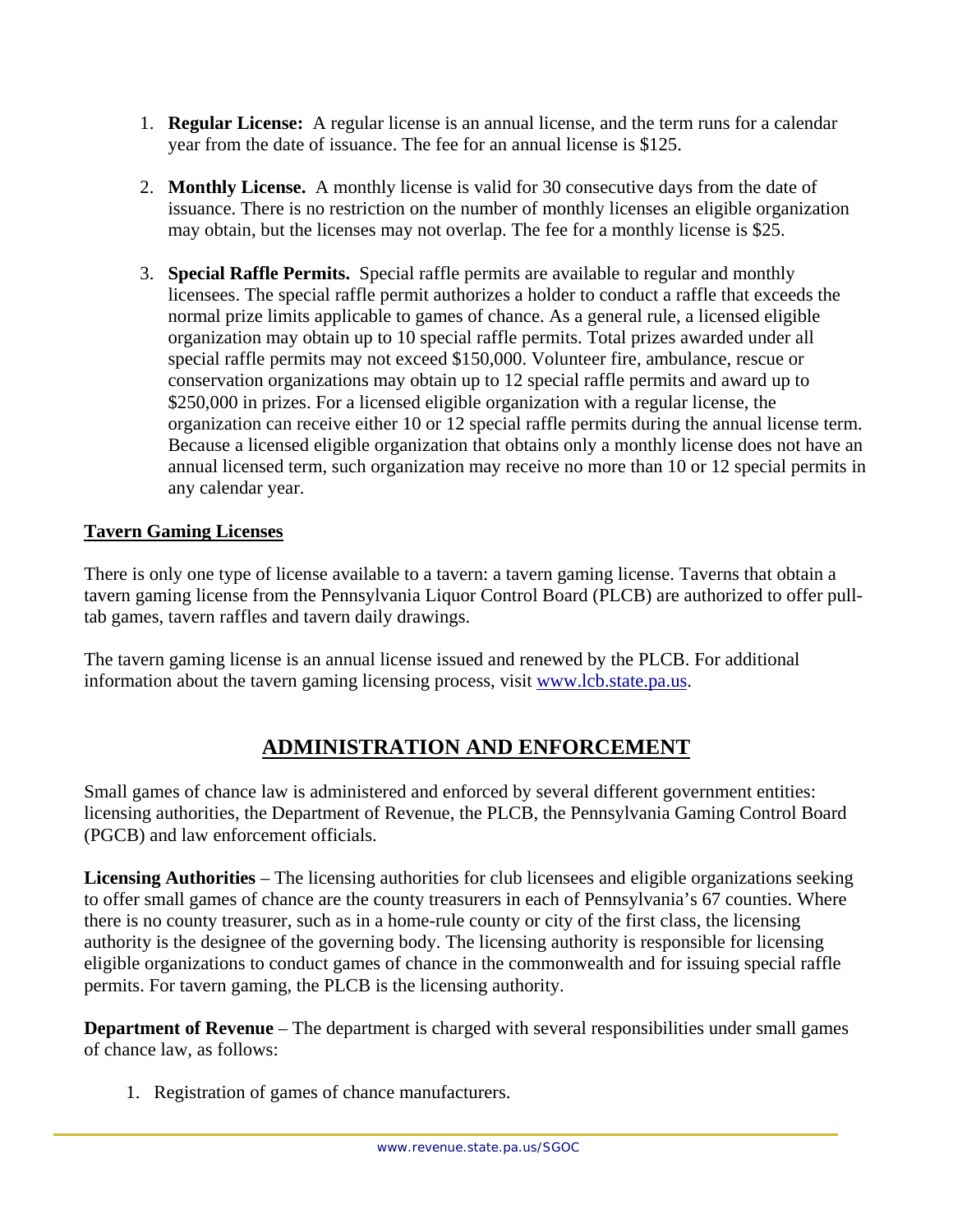1. **Regular License:** A regular license is an annual license, and the term runs for a calendar year from the date of issuance. The fee for an annual license is $125.

2. **Monthly License.** A monthly license is valid for 30 consecutive days from the date of issuance. There is no restriction on the number of monthly licenses an eligible organization may obtain, but the licenses may not overlap. The fee for a monthly license is $25.

3. **Special Raffle Permits.** Special raffle permits are available to regular and monthly licensees. The special raffle permit authorizes a holder to conduct a raffle that exceeds the normal prize limits applicable to games of chance. As a general rule, a licensed eligible organization may obtain up to 10 special raffle permits. Total prizes awarded under all special raffle permits may not exceed $150,000. Volunteer fire, ambulance, rescue or conservation organizations may obtain up to 12 special raffle permits and award up to $250,000 in prizes. For a licensed eligible organization with a regular license, the organization can receive either 10 or 12 special raffle permits during the annual license term. Because a licensed eligible organization that obtains only a monthly license does not have an annual licensed term, such organization may receive no more than 10 or 12 special permits in any calendar year.

### Tavern Gaming Licenses

There is only one type of license available to a tavern: a tavern gaming license. Taverns that obtain a tavern gaming license from the Pennsylvania Liquor Control Board (PLCB) are authorized to offer pull-tab games, tavern raffles and tavern daily drawings.

The tavern gaming license is an annual license issued and renewed by the PLCB. For additional information about the tavern gaming licensing process, visit [www.lcb.state.pa.us](http://www.lcb.state.pa.us).

## ADMINISTRATION AND ENFORCEMENT

Small games of chance law is administered and enforced by several different government entities: licensing authorities, the Department of Revenue, the PLCB, the Pennsylvania Gaming Control Board (PGCB) and law enforcement officials.

**Licensing Authorities** – The licensing authorities for club licensees and eligible organizations seeking to offer small games of chance are the county treasurers in each of Pennsylvania's 67 counties. Where there is no county treasurer, such as in a home-rule county or city of the first class, the licensing authority is the designee of the governing body. The licensing authority is responsible for licensing eligible organizations to conduct games of chance in the commonwealth and for issuing special raffle permits. For tavern gaming, the PLCB is the licensing authority.

**Department of Revenue** – The department is charged with several responsibilities under small games of chance law, as follows:

1. Registration of games of chance manufacturers.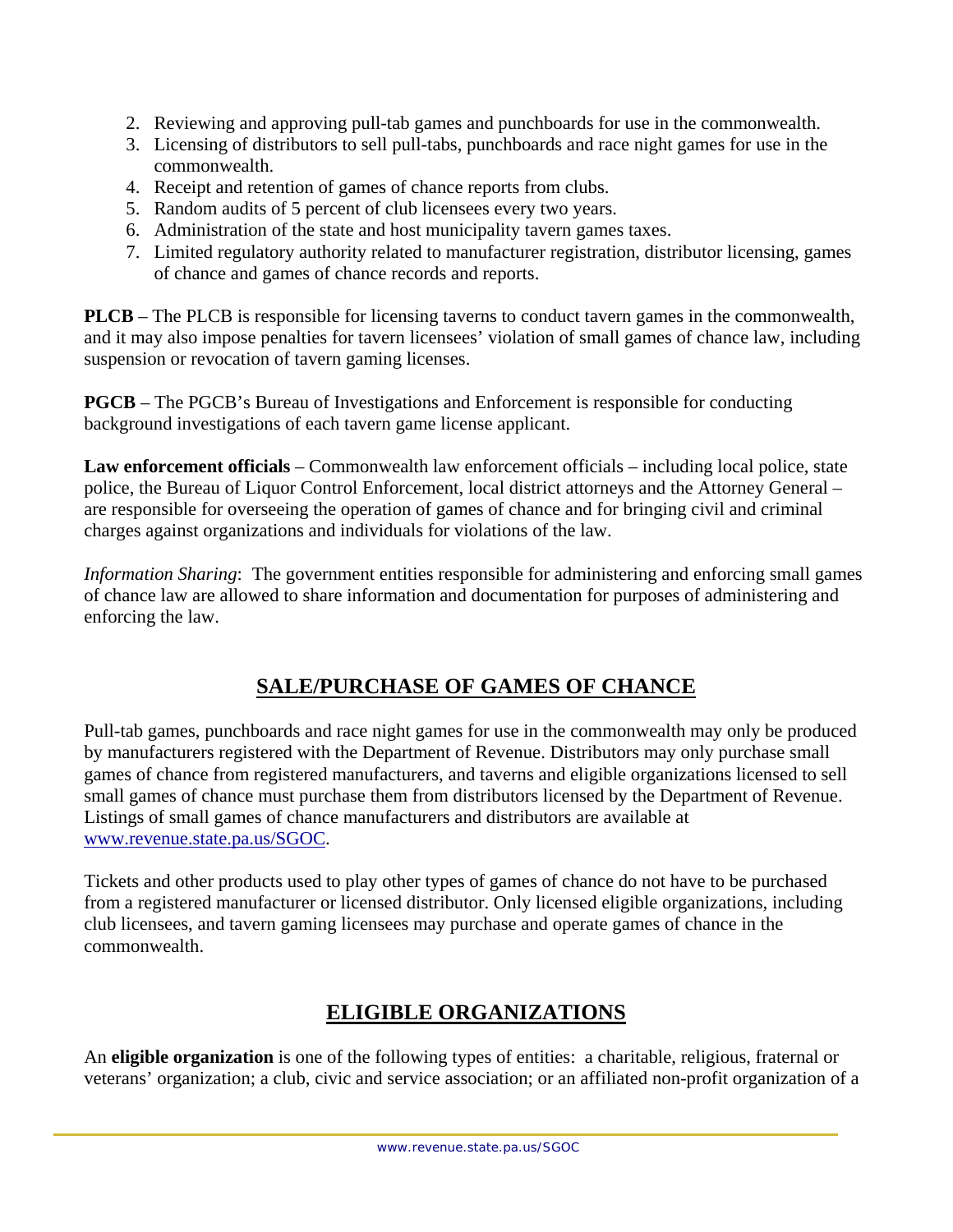2. Reviewing and approving pull-tab games and punchboards for use in the commonwealth.
3. Licensing of distributors to sell pull-tabs, punchboards and race night games for use in the commonwealth.
4. Receipt and retention of games of chance reports from clubs.
5. Random audits of 5 percent of club licensees every two years.
6. Administration of the state and host municipality tavern games taxes.
7. Limited regulatory authority related to manufacturer registration, distributor licensing, games of chance and games of chance records and reports.

**PLCB** – The PLCB is responsible for licensing taverns to conduct tavern games in the commonwealth, and it may also impose penalties for tavern licensees' violation of small games of chance law, including suspension or revocation of tavern gaming licenses.

**PGCB** – The PGCB's Bureau of Investigations and Enforcement is responsible for conducting background investigations of each tavern game license applicant.

**Law enforcement officials** – Commonwealth law enforcement officials – including local police, state police, the Bureau of Liquor Control Enforcement, local district attorneys and the Attorney General – are responsible for overseeing the operation of games of chance and for bringing civil and criminal charges against organizations and individuals for violations of the law.

*Information Sharing*: The government entities responsible for administering and enforcing small games of chance law are allowed to share information and documentation for purposes of administering and enforcing the law.

## SALE/PURCHASE OF GAMES OF CHANCE

Pull-tab games, punchboards and race night games for use in the commonwealth may only be produced by manufacturers registered with the Department of Revenue. Distributors may only purchase small games of chance from registered manufacturers, and taverns and eligible organizations licensed to sell small games of chance must purchase them from distributors licensed by the Department of Revenue. Listings of small games of chance manufacturers and distributors are available at www.revenue.state.pa.us/SGOC.

Tickets and other products used to play other types of games of chance do not have to be purchased from a registered manufacturer or licensed distributor. Only licensed eligible organizations, including club licensees, and tavern gaming licensees may purchase and operate games of chance in the commonwealth.

## ELIGIBLE ORGANIZATIONS

An **eligible organization** is one of the following types of entities: a charitable, religious, fraternal or veterans' organization; a club, civic and service association; or an affiliated non-profit organization of a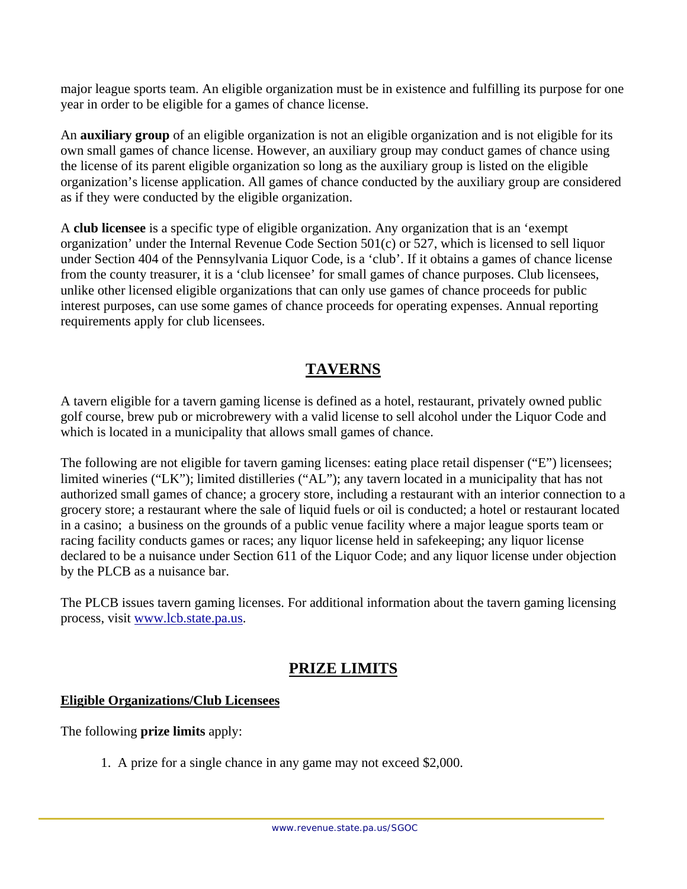major league sports team. An eligible organization must be in existence and fulfilling its purpose for one year in order to be eligible for a games of chance license.

An **auxiliary group** of an eligible organization is not an eligible organization and is not eligible for its own small games of chance license. However, an auxiliary group may conduct games of chance using the license of its parent eligible organization so long as the auxiliary group is listed on the eligible organization's license application. All games of chance conducted by the auxiliary group are considered as if they were conducted by the eligible organization.

A **club licensee** is a specific type of eligible organization. Any organization that is an 'exempt organization' under the Internal Revenue Code Section 501(c) or 527, which is licensed to sell liquor under Section 404 of the Pennsylvania Liquor Code, is a 'club'. If it obtains a games of chance license from the county treasurer, it is a 'club licensee' for small games of chance purposes. Club licensees, unlike other licensed eligible organizations that can only use games of chance proceeds for public interest purposes, can use some games of chance proceeds for operating expenses. Annual reporting requirements apply for club licensees.

## TAVERNS

A tavern eligible for a tavern gaming license is defined as a hotel, restaurant, privately owned public golf course, brew pub or microbrewery with a valid license to sell alcohol under the Liquor Code and which is located in a municipality that allows small games of chance.

The following are not eligible for tavern gaming licenses: eating place retail dispenser ("E") licensees; limited wineries ("LK"); limited distilleries ("AL"); any tavern located in a municipality that has not authorized small games of chance; a grocery store, including a restaurant with an interior connection to a grocery store; a restaurant where the sale of liquid fuels or oil is conducted; a hotel or restaurant located in a casino; a business on the grounds of a public venue facility where a major league sports team or racing facility conducts games or races; any liquor license held in safekeeping; any liquor license declared to be a nuisance under Section 611 of the Liquor Code; and any liquor license under objection by the PLCB as a nuisance bar.

The PLCB issues tavern gaming licenses. For additional information about the tavern gaming licensing process, visit www.lcb.state.pa.us.

## PRIZE LIMITS

### Eligible Organizations/Club Licensees

The following **prize limits** apply:

1. A prize for a single chance in any game may not exceed $2,000.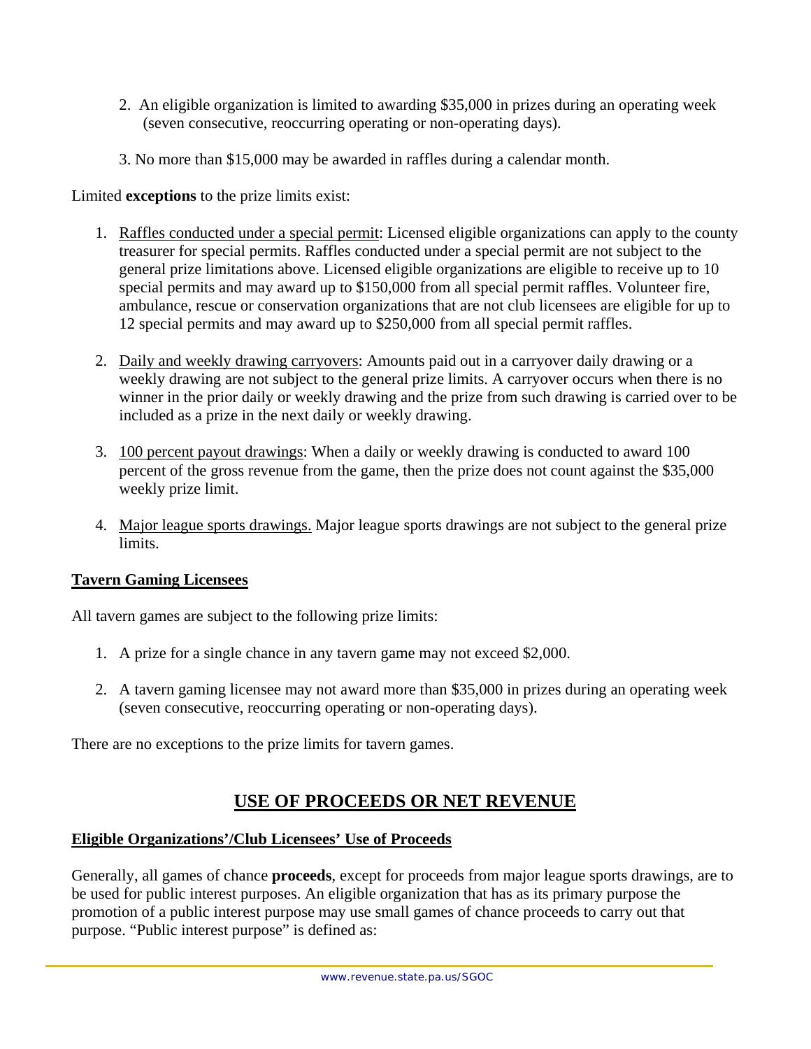2. An eligible organization is limited to awarding $35,000 in prizes during an operating week (seven consecutive, reoccurring operating or non-operating days).

3. No more than $15,000 may be awarded in raffles during a calendar month.

Limited **exceptions** to the prize limits exist:

1. Raffles conducted under a special permit: Licensed eligible organizations can apply to the county treasurer for special permits. Raffles conducted under a special permit are not subject to the general prize limitations above. Licensed eligible organizations are eligible to receive up to 10 special permits and may award up to $150,000 from all special permit raffles. Volunteer fire, ambulance, rescue or conservation organizations that are not club licensees are eligible for up to 12 special permits and may award up to $250,000 from all special permit raffles.

2. Daily and weekly drawing carryovers: Amounts paid out in a carryover daily drawing or a weekly drawing are not subject to the general prize limits. A carryover occurs when there is no winner in the prior daily or weekly drawing and the prize from such drawing is carried over to be included as a prize in the next daily or weekly drawing.

3. 100 percent payout drawings: When a daily or weekly drawing is conducted to award 100 percent of the gross revenue from the game, then the prize does not count against the $35,000 weekly prize limit.

4. Major league sports drawings. Major league sports drawings are not subject to the general prize limits.

### Tavern Gaming Licensees

All tavern games are subject to the following prize limits:

1. A prize for a single chance in any tavern game may not exceed $2,000.

2. A tavern gaming licensee may not award more than $35,000 in prizes during an operating week (seven consecutive, reoccurring operating or non-operating days).

There are no exceptions to the prize limits for tavern games.

## USE OF PROCEEDS OR NET REVENUE

### Eligible Organizations'/Club Licensees' Use of Proceeds

Generally, all games of chance **proceeds**, except for proceeds from major league sports drawings, are to be used for public interest purposes. An eligible organization that has as its primary purpose the promotion of a public interest purpose may use small games of chance proceeds to carry out that purpose. "Public interest purpose" is defined as: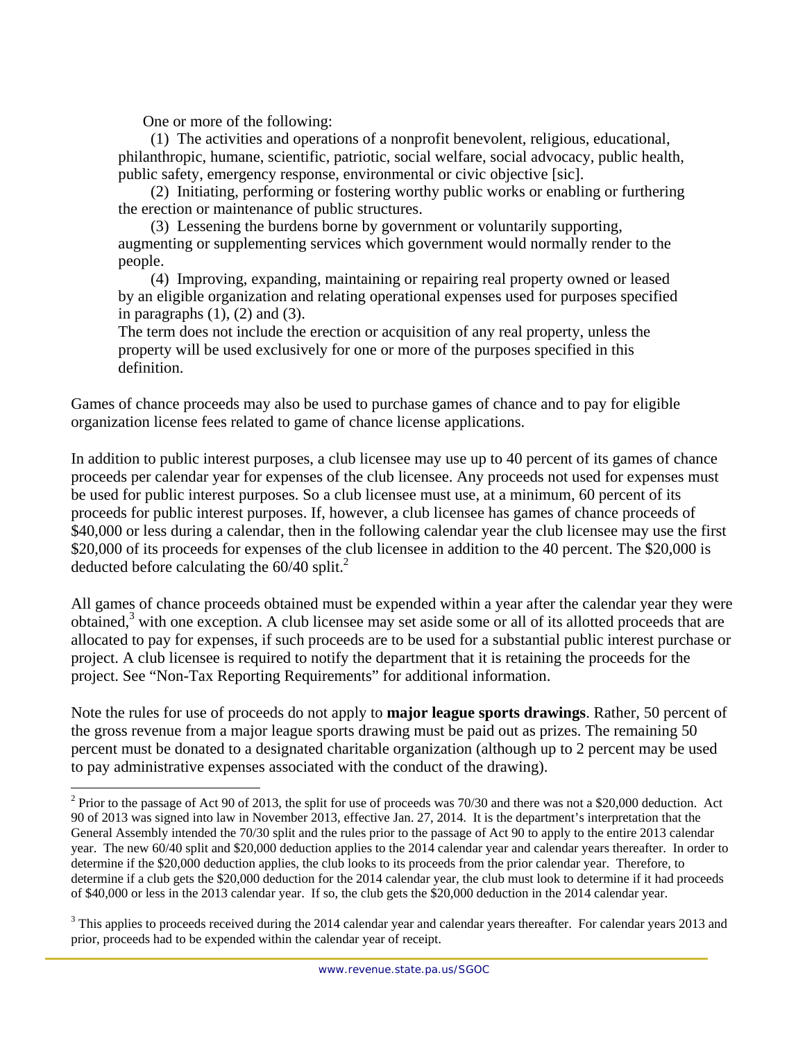One or more of the following:

(1) The activities and operations of a nonprofit benevolent, religious, educational, philanthropic, humane, scientific, patriotic, social welfare, social advocacy, public health, public safety, emergency response, environmental or civic objective [sic].

(2) Initiating, performing or fostering worthy public works or enabling or furthering the erection or maintenance of public structures.

(3) Lessening the burdens borne by government or voluntarily supporting, augmenting or supplementing services which government would normally render to the people.

(4) Improving, expanding, maintaining or repairing real property owned or leased by an eligible organization and relating operational expenses used for purposes specified in paragraphs (1), (2) and (3).

The term does not include the erection or acquisition of any real property, unless the property will be used exclusively for one or more of the purposes specified in this definition.

Games of chance proceeds may also be used to purchase games of chance and to pay for eligible organization license fees related to game of chance license applications.

In addition to public interest purposes, a club licensee may use up to 40 percent of its games of chance proceeds per calendar year for expenses of the club licensee. Any proceeds not used for expenses must be used for public interest purposes. So a club licensee must use, at a minimum, 60 percent of its proceeds for public interest purposes. If, however, a club licensee has games of chance proceeds of $40,000 or less during a calendar, then in the following calendar year the club licensee may use the first $20,000 of its proceeds for expenses of the club licensee in addition to the 40 percent. The $20,000 is deducted before calculating the 60/40 split.[2]

All games of chance proceeds obtained must be expended within a year after the calendar year they were obtained,[3] with one exception. A club licensee may set aside some or all of its allotted proceeds that are allocated to pay for expenses, if such proceeds are to be used for a substantial public interest purchase or project. A club licensee is required to notify the department that it is retaining the proceeds for the project. See "Non-Tax Reporting Requirements" for additional information.

Note the rules for use of proceeds do not apply to **major league sports drawings**. Rather, 50 percent of the gross revenue from a major league sports drawing must be paid out as prizes. The remaining 50 percent must be donated to a designated charitable organization (although up to 2 percent may be used to pay administrative expenses associated with the conduct of the drawing).

---

[2] Prior to the passage of Act 90 of 2013, the split for use of proceeds was 70/30 and there was not a $20,000 deduction. Act 90 of 2013 was signed into law in November 2013, effective Jan. 27, 2014. It is the department's interpretation that the General Assembly intended the 70/30 split and the rules prior to the passage of Act 90 to apply to the entire 2013 calendar year. The new 60/40 split and $20,000 deduction applies to the 2014 calendar year and calendar years thereafter. In order to determine if the $20,000 deduction applies, the club looks to its proceeds from the prior calendar year. Therefore, to determine if a club gets the $20,000 deduction for the 2014 calendar year, the club must look to determine if it had proceeds of $40,000 or less in the 2013 calendar year. If so, the club gets the $20,000 deduction in the 2014 calendar year.

[3] This applies to proceeds received during the 2014 calendar year and calendar years thereafter. For calendar years 2013 and prior, proceeds had to be expended within the calendar year of receipt.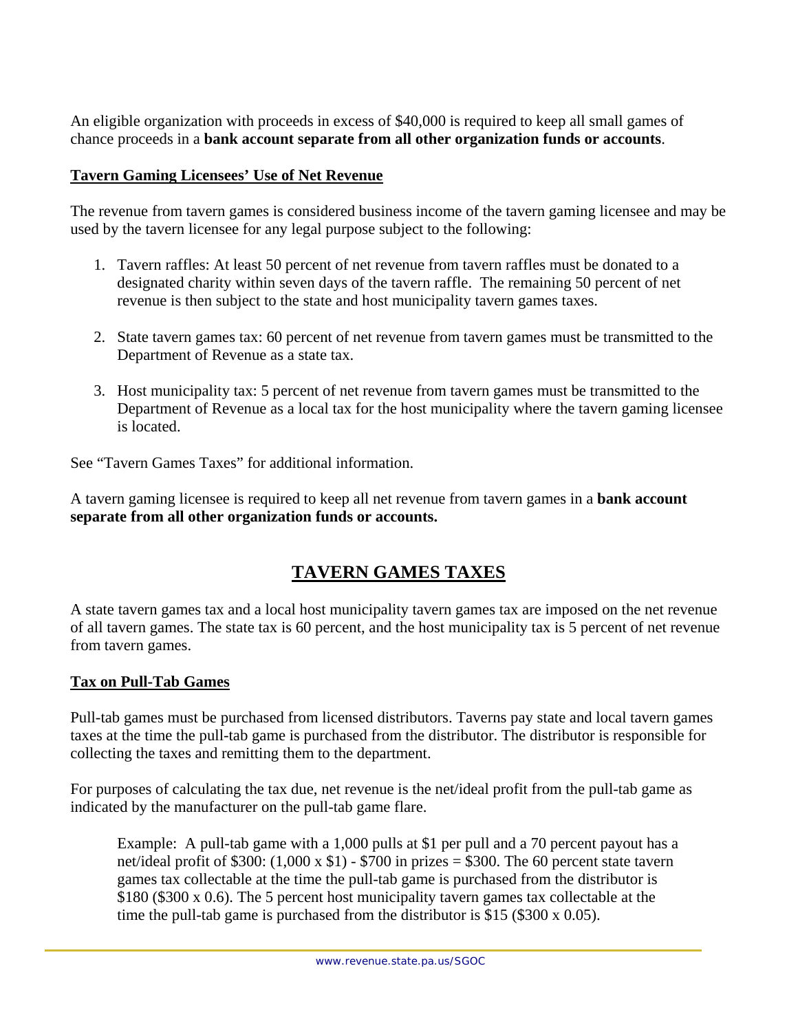An eligible organization with proceeds in excess of $40,000 is required to keep all small games of chance proceeds in a **bank account separate from all other organization funds or accounts**.

**Tavern Gaming Licensees' Use of Net Revenue**

The revenue from tavern games is considered business income of the tavern gaming licensee and may be used by the tavern licensee for any legal purpose subject to the following:

1. Tavern raffles: At least 50 percent of net revenue from tavern raffles must be donated to a designated charity within seven days of the tavern raffle. The remaining 50 percent of net revenue is then subject to the state and host municipality tavern games taxes.

2. State tavern games tax: 60 percent of net revenue from tavern games must be transmitted to the Department of Revenue as a state tax.

3. Host municipality tax: 5 percent of net revenue from tavern games must be transmitted to the Department of Revenue as a local tax for the host municipality where the tavern gaming licensee is located.

See "Tavern Games Taxes" for additional information.

A tavern gaming licensee is required to keep all net revenue from tavern games in a **bank account separate from all other organization funds or accounts.**

## TAVERN GAMES TAXES

A state tavern games tax and a local host municipality tavern games tax are imposed on the net revenue of all tavern games. The state tax is 60 percent, and the host municipality tax is 5 percent of net revenue from tavern games.

**Tax on Pull-Tab Games**

Pull-tab games must be purchased from licensed distributors. Taverns pay state and local tavern games taxes at the time the pull-tab game is purchased from the distributor. The distributor is responsible for collecting the taxes and remitting them to the department.

For purposes of calculating the tax due, net revenue is the net/ideal profit from the pull-tab game as indicated by the manufacturer on the pull-tab game flare.

> Example: A pull-tab game with a 1,000 pulls at $1 per pull and a 70 percent payout has a net/ideal profit of $300: (1,000 x $1) - $700 in prizes = $300. The 60 percent state tavern games tax collectable at the time the pull-tab game is purchased from the distributor is $180 ($300 x 0.6). The 5 percent host municipality tavern games tax collectable at the time the pull-tab game is purchased from the distributor is $15 ($300 x 0.05).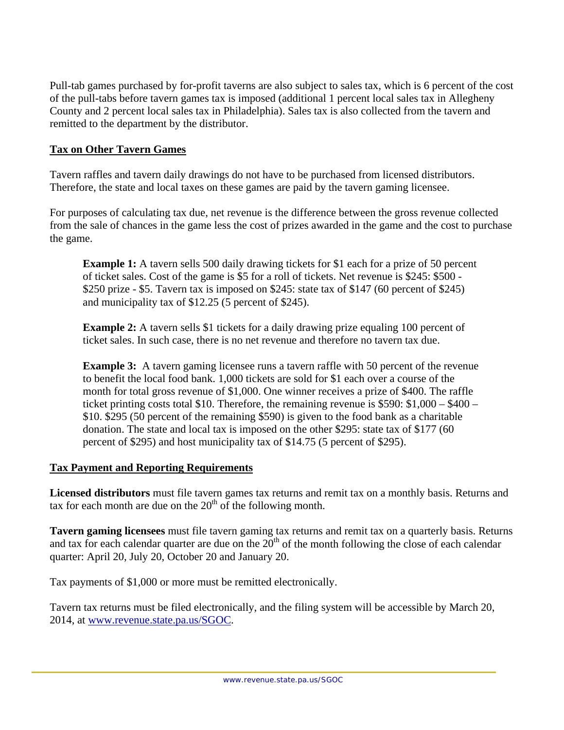Pull-tab games purchased by for-profit taverns are also subject to sales tax, which is 6 percent of the cost of the pull-tabs before tavern games tax is imposed (additional 1 percent local sales tax in Allegheny County and 2 percent local sales tax in Philadelphia). Sales tax is also collected from the tavern and remitted to the department by the distributor.

## Tax on Other Tavern Games

Tavern raffles and tavern daily drawings do not have to be purchased from licensed distributors. Therefore, the state and local taxes on these games are paid by the tavern gaming licensee.

For purposes of calculating tax due, net revenue is the difference between the gross revenue collected from the sale of chances in the game less the cost of prizes awarded in the game and the cost to purchase the game.

> **Example 1:** A tavern sells 500 daily drawing tickets for $1 each for a prize of 50 percent of ticket sales. Cost of the game is $5 for a roll of tickets. Net revenue is $245: $500 - $250 prize - $5. Tavern tax is imposed on $245: state tax of $147 (60 percent of $245) and municipality tax of $12.25 (5 percent of $245).
>
> **Example 2:** A tavern sells $1 tickets for a daily drawing prize equaling 100 percent of ticket sales. In such case, there is no net revenue and therefore no tavern tax due.
>
> **Example 3:** A tavern gaming licensee runs a tavern raffle with 50 percent of the revenue to benefit the local food bank. 1,000 tickets are sold for $1 each over a course of the month for total gross revenue of $1,000. One winner receives a prize of $400. The raffle ticket printing costs total $10. Therefore, the remaining revenue is $590: $1,000 – $400 – $10. $295 (50 percent of the remaining $590) is given to the food bank as a charitable donation. The state and local tax is imposed on the other $295: state tax of $177 (60 percent of $295) and host municipality tax of $14.75 (5 percent of $295).

## Tax Payment and Reporting Requirements

**Licensed distributors** must file tavern games tax returns and remit tax on a monthly basis. Returns and tax for each month are due on the 20th of the following month.

**Tavern gaming licensees** must file tavern gaming tax returns and remit tax on a quarterly basis. Returns and tax for each calendar quarter are due on the 20th of the month following the close of each calendar quarter: April 20, July 20, October 20 and January 20.

Tax payments of $1,000 or more must be remitted electronically.

Tavern tax returns must be filed electronically, and the filing system will be accessible by March 20, 2014, at [www.revenue.state.pa.us/SGOC](http://www.revenue.state.pa.us/SGOC).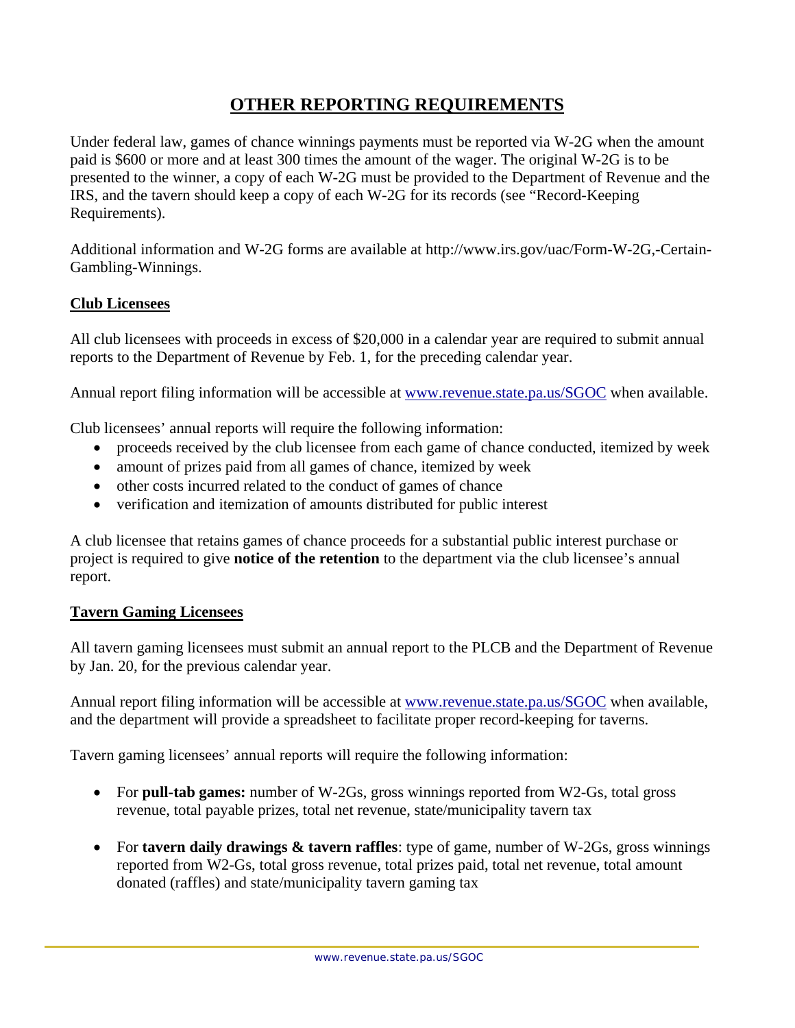# OTHER REPORTING REQUIREMENTS

Under federal law, games of chance winnings payments must be reported via W-2G when the amount paid is $600 or more and at least 300 times the amount of the wager. The original W-2G is to be presented to the winner, a copy of each W-2G must be provided to the Department of Revenue and the IRS, and the tavern should keep a copy of each W-2G for its records (see "Record-Keeping Requirements).

Additional information and W-2G forms are available at http://www.irs.gov/uac/Form-W-2G,-Certain-Gambling-Winnings.

## Club Licensees

All club licensees with proceeds in excess of $20,000 in a calendar year are required to submit annual reports to the Department of Revenue by Feb. 1, for the preceding calendar year.

Annual report filing information will be accessible at www.revenue.state.pa.us/SGOC when available.

Club licensees' annual reports will require the following information:

- proceeds received by the club licensee from each game of chance conducted, itemized by week
- amount of prizes paid from all games of chance, itemized by week
- other costs incurred related to the conduct of games of chance
- verification and itemization of amounts distributed for public interest

A club licensee that retains games of chance proceeds for a substantial public interest purchase or project is required to give **notice of the retention** to the department via the club licensee's annual report.

## Tavern Gaming Licensees

All tavern gaming licensees must submit an annual report to the PLCB and the Department of Revenue by Jan. 20, for the previous calendar year.

Annual report filing information will be accessible at www.revenue.state.pa.us/SGOC when available, and the department will provide a spreadsheet to facilitate proper record-keeping for taverns.

Tavern gaming licensees' annual reports will require the following information:

- For **pull-tab games:** number of W-2Gs, gross winnings reported from W2-Gs, total gross revenue, total payable prizes, total net revenue, state/municipality tavern tax

- For **tavern daily drawings & tavern raffles**: type of game, number of W-2Gs, gross winnings reported from W2-Gs, total gross revenue, total prizes paid, total net revenue, total amount donated (raffles) and state/municipality tavern gaming tax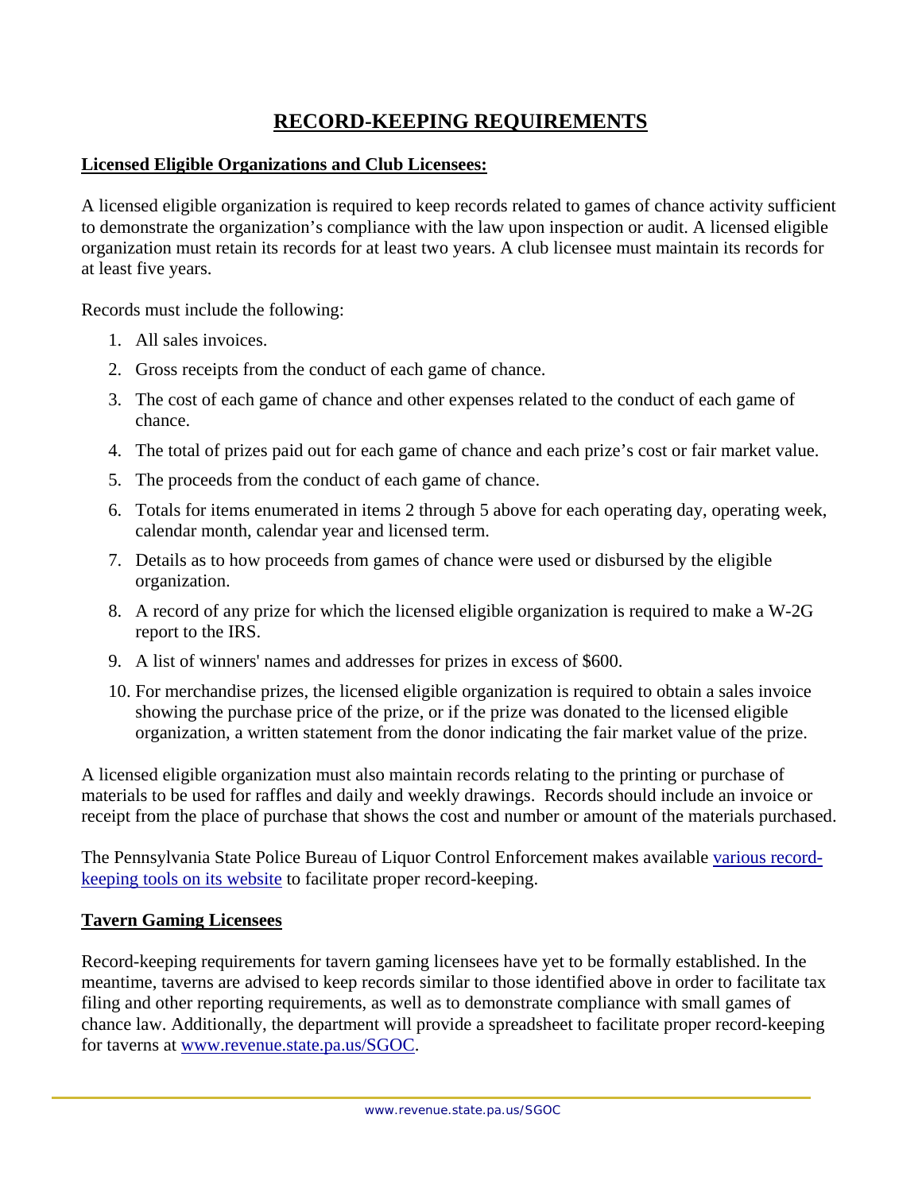# RECORD-KEEPING REQUIREMENTS

**Licensed Eligible Organizations and Club Licensees:**

A licensed eligible organization is required to keep records related to games of chance activity sufficient to demonstrate the organization's compliance with the law upon inspection or audit. A licensed eligible organization must retain its records for at least two years. A club licensee must maintain its records for at least five years.

Records must include the following:

1. All sales invoices.
2. Gross receipts from the conduct of each game of chance.
3. The cost of each game of chance and other expenses related to the conduct of each game of chance.
4. The total of prizes paid out for each game of chance and each prize's cost or fair market value.
5. The proceeds from the conduct of each game of chance.
6. Totals for items enumerated in items 2 through 5 above for each operating day, operating week, calendar month, calendar year and licensed term.
7. Details as to how proceeds from games of chance were used or disbursed by the eligible organization.
8. A record of any prize for which the licensed eligible organization is required to make a W-2G report to the IRS.
9. A list of winners' names and addresses for prizes in excess of $600.
10. For merchandise prizes, the licensed eligible organization is required to obtain a sales invoice showing the purchase price of the prize, or if the prize was donated to the licensed eligible organization, a written statement from the donor indicating the fair market value of the prize.

A licensed eligible organization must also maintain records relating to the printing or purchase of materials to be used for raffles and daily and weekly drawings. Records should include an invoice or receipt from the place of purchase that shows the cost and number or amount of the materials purchased.

The Pennsylvania State Police Bureau of Liquor Control Enforcement makes available various record-keeping tools on its website to facilitate proper record-keeping.

**Tavern Gaming Licensees**

Record-keeping requirements for tavern gaming licensees have yet to be formally established. In the meantime, taverns are advised to keep records similar to those identified above in order to facilitate tax filing and other reporting requirements, as well as to demonstrate compliance with small games of chance law. Additionally, the department will provide a spreadsheet to facilitate proper record-keeping for taverns at www.revenue.state.pa.us/SGOC.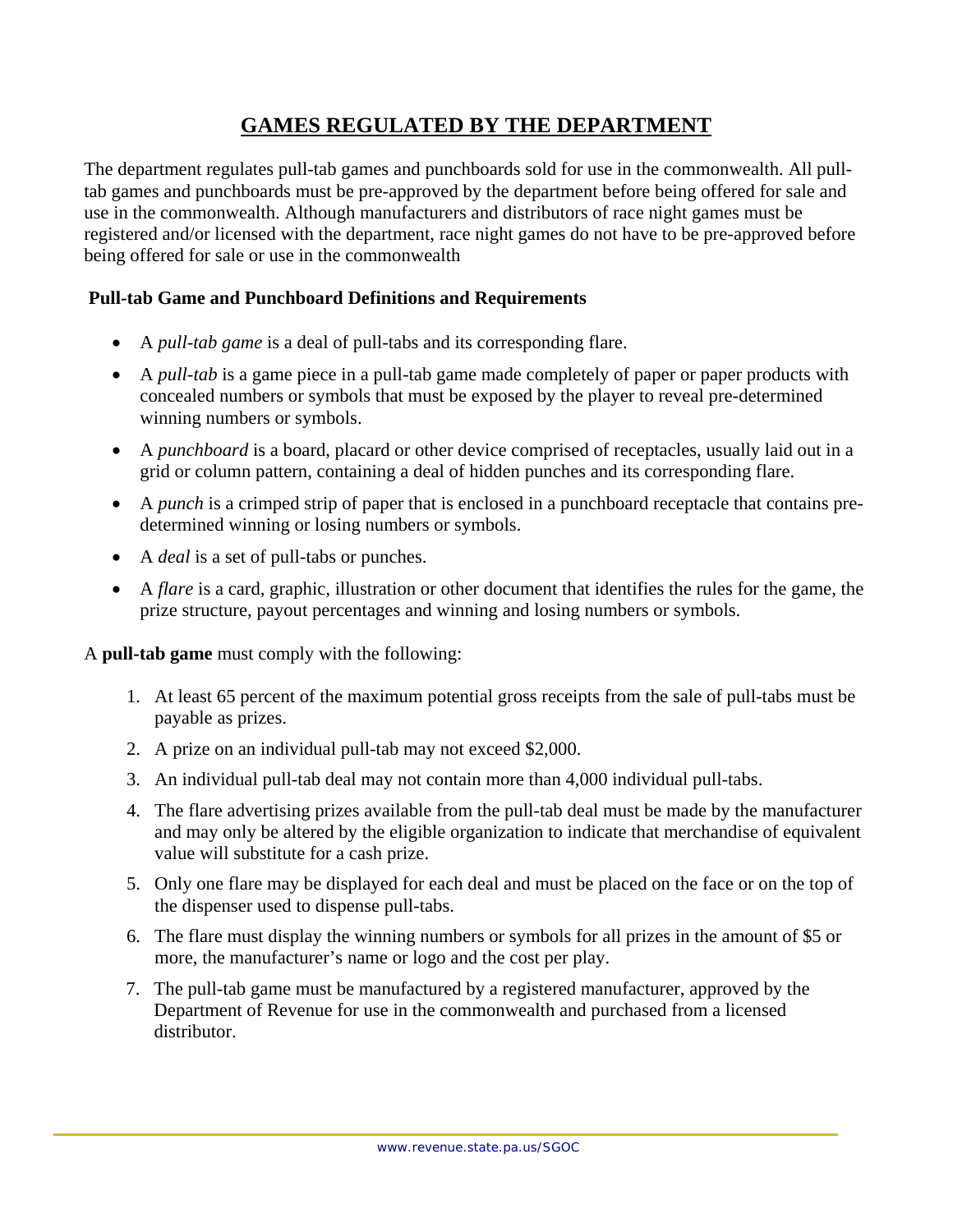# GAMES REGULATED BY THE DEPARTMENT

The department regulates pull-tab games and punchboards sold for use in the commonwealth. All pull-tab games and punchboards must be pre-approved by the department before being offered for sale and use in the commonwealth. Although manufacturers and distributors of race night games must be registered and/or licensed with the department, race night games do not have to be pre-approved before being offered for sale or use in the commonwealth

**Pull-tab Game and Punchboard Definitions and Requirements**

- A *pull-tab game* is a deal of pull-tabs and its corresponding flare.
- A *pull-tab* is a game piece in a pull-tab game made completely of paper or paper products with concealed numbers or symbols that must be exposed by the player to reveal pre-determined winning numbers or symbols.
- A *punchboard* is a board, placard or other device comprised of receptacles, usually laid out in a grid or column pattern, containing a deal of hidden punches and its corresponding flare.
- A *punch* is a crimped strip of paper that is enclosed in a punchboard receptacle that contains pre-determined winning or losing numbers or symbols.
- A *deal* is a set of pull-tabs or punches.
- A *flare* is a card, graphic, illustration or other document that identifies the rules for the game, the prize structure, payout percentages and winning and losing numbers or symbols.

A **pull-tab game** must comply with the following:

1. At least 65 percent of the maximum potential gross receipts from the sale of pull-tabs must be payable as prizes.
2. A prize on an individual pull-tab may not exceed $2,000.
3. An individual pull-tab deal may not contain more than 4,000 individual pull-tabs.
4. The flare advertising prizes available from the pull-tab deal must be made by the manufacturer and may only be altered by the eligible organization to indicate that merchandise of equivalent value will substitute for a cash prize.
5. Only one flare may be displayed for each deal and must be placed on the face or on the top of the dispenser used to dispense pull-tabs.
6. The flare must display the winning numbers or symbols for all prizes in the amount of $5 or more, the manufacturer's name or logo and the cost per play.
7. The pull-tab game must be manufactured by a registered manufacturer, approved by the Department of Revenue for use in the commonwealth and purchased from a licensed distributor.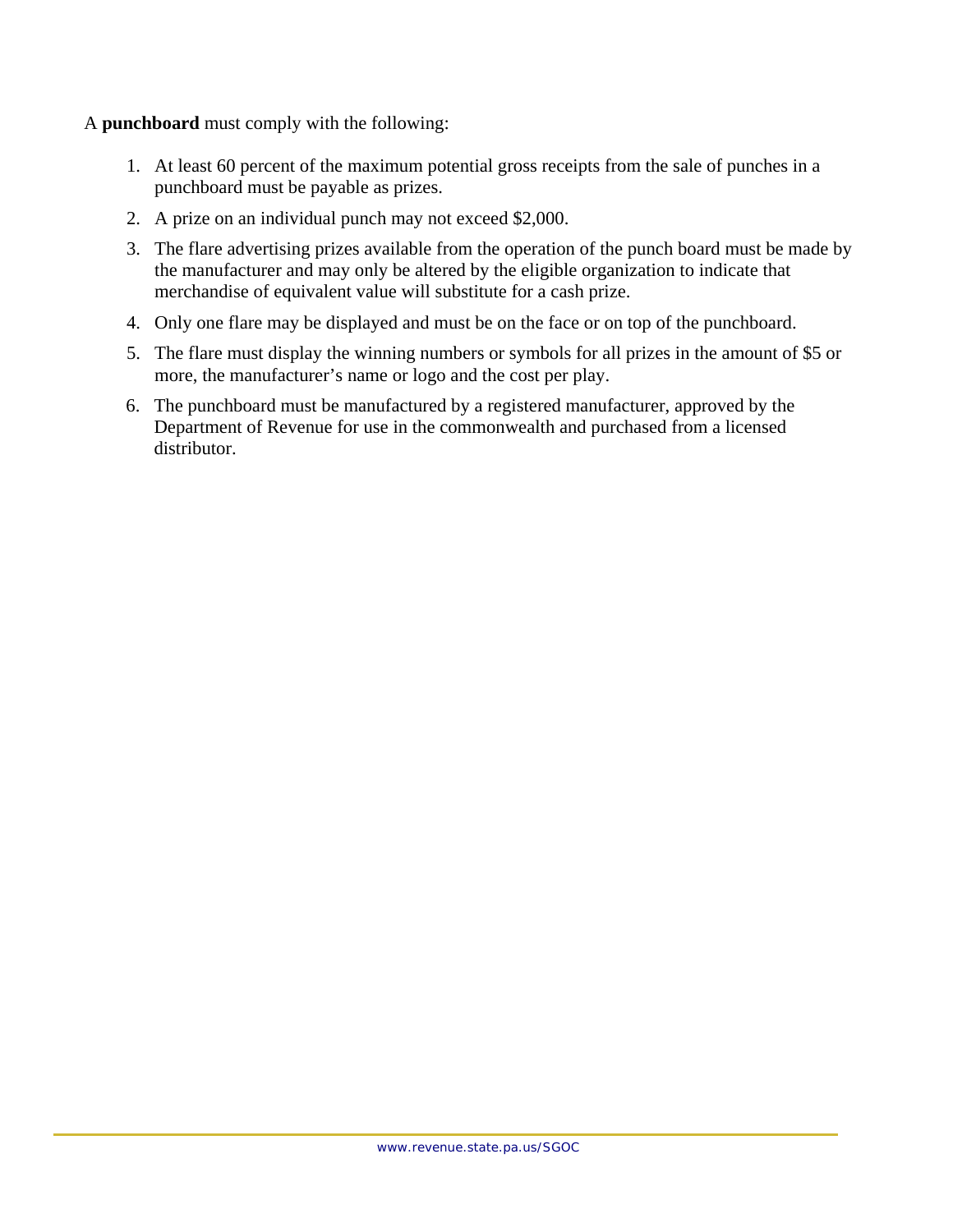A **punchboard** must comply with the following:

1. At least 60 percent of the maximum potential gross receipts from the sale of punches in a punchboard must be payable as prizes.
2. A prize on an individual punch may not exceed $2,000.
3. The flare advertising prizes available from the operation of the punch board must be made by the manufacturer and may only be altered by the eligible organization to indicate that merchandise of equivalent value will substitute for a cash prize.
4. Only one flare may be displayed and must be on the face or on top of the punchboard.
5. The flare must display the winning numbers or symbols for all prizes in the amount of $5 or more, the manufacturer's name or logo and the cost per play.
6. The punchboard must be manufactured by a registered manufacturer, approved by the Department of Revenue for use in the commonwealth and purchased from a licensed distributor.